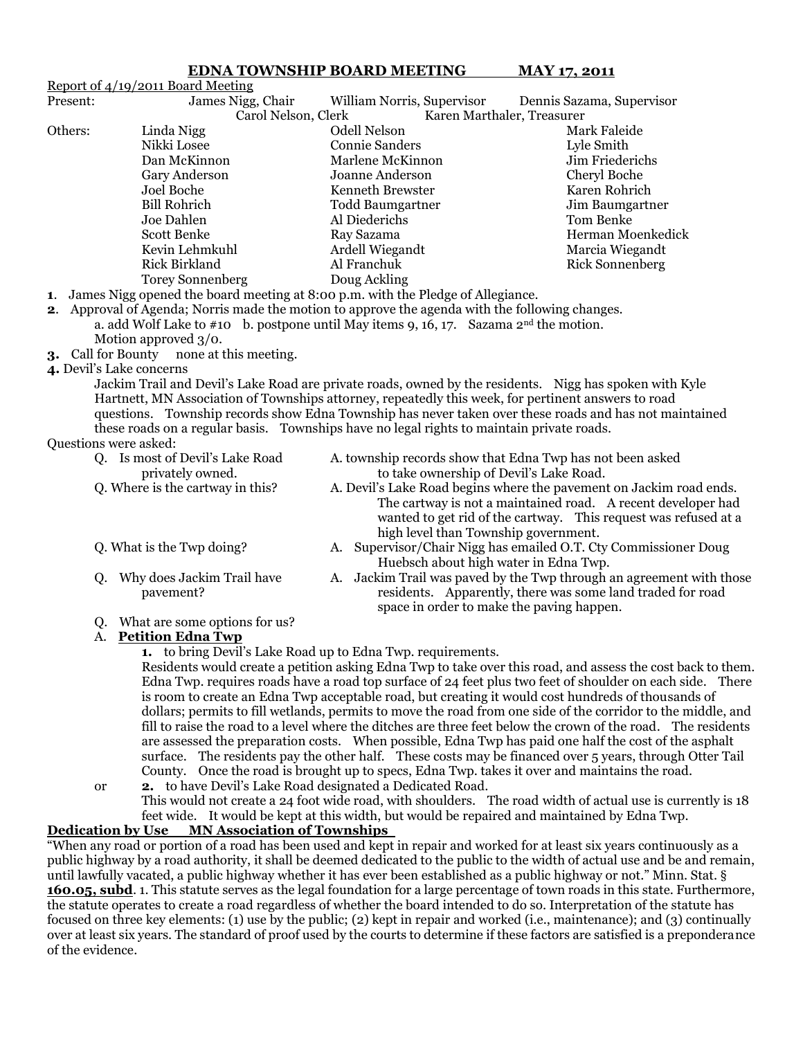# EDNA TOWNSHIP BOARD MEETING MAY 17, 2011

Report of 4/19/2011 Board Meeting

| Present: | James Nigg, Chair | William Norris, Supervisor | Dennis Sazama, Supervisor |
|---|---|---|---|
| | Carol Nelson, Clerk | Karen Marthaler, Treasurer | |
| Others: | Linda Nigg | Odell Nelson | Mark Faleide |
| | Nikki Losee | Connie Sanders | Lyle Smith |
| | Dan McKinnon | Marlene McKinnon | Jim Friederichs |
| | Gary Anderson | Joanne Anderson | Cheryl Boche |
| | Joel Boche | Kenneth Brewster | Karen Rohrich |
| | Bill Rohrich | Todd Baumgartner | Jim Baumgartner |
| | Joe Dahlen | Al Diederichs | Tom Benke |
| | Scott Benke | Ray Sazama | Herman Moenkedick |
| | Kevin Lehmkuhl | Ardell Wiegandt | Marcia Wiegandt |
| | Rick Birkland | Al Franchuk | Rick Sonnenberg |
| | Torey Sonnenberg | Doug Ackling | |

**1**. James Nigg opened the board meeting at 8:00 p.m. with the Pledge of Allegiance.

**2**. Approval of Agenda; Norris made the motion to approve the agenda with the following changes.
a. add Wolf Lake to #10 b. postpone until May items 9, 16, 17. Sazama 2nd the motion.
Motion approved 3/0.

**3.** Call for Bounty none at this meeting.

**4.** Devil's Lake concerns

Jackim Trail and Devil's Lake Road are private roads, owned by the residents. Nigg has spoken with Kyle Hartnett, MN Association of Townships attorney, repeatedly this week, for pertinent answers to road questions. Township records show Edna Township has never taken over these roads and has not maintained these roads on a regular basis. Townships have no legal rights to maintain private roads.

Questions were asked:

Q. Is most of Devil's Lake Road privately owned.
A. township records show that Edna Twp has not been asked to take ownership of Devil's Lake Road.

Q. Where is the cartway in this?
A. Devil's Lake Road begins where the pavement on Jackim road ends. The cartway is not a maintained road. A recent developer had wanted to get rid of the cartway. This request was refused at a high level than Township government.

Q. What is the Twp doing?
A. Supervisor/Chair Nigg has emailed O.T. Cty Commissioner Doug Huebsch about high water in Edna Twp.

Q. Why does Jackim Trail have pavement?
A. Jackim Trail was paved by the Twp through an agreement with those residents. Apparently, there was some land traded for road space in order to make the paving happen.

Q. What are some options for us?

A. **Petition Edna Twp**

**1.** to bring Devil's Lake Road up to Edna Twp. requirements.
Residents would create a petition asking Edna Twp to take over this road, and assess the cost back to them. Edna Twp. requires roads have a road top surface of 24 feet plus two feet of shoulder on each side. There is room to create an Edna Twp acceptable road, but creating it would cost hundreds of thousands of dollars; permits to fill wetlands, permits to move the road from one side of the corridor to the middle, and fill to raise the road to a level where the ditches are three feet below the crown of the road. The residents are assessed the preparation costs. When possible, Edna Twp has paid one half the cost of the asphalt surface. The residents pay the other half. These costs may be financed over 5 years, through Otter Tail County. Once the road is brought up to specs, Edna Twp. takes it over and maintains the road.

or **2.** to have Devil's Lake Road designated a Dedicated Road.
This would not create a 24 foot wide road, with shoulders. The road width of actual use is currently is 18 feet wide. It would be kept at this width, but would be repaired and maintained by Edna Twp.

**Dedication by Use MN Association of Townships**

"When any road or portion of a road has been used and kept in repair and worked for at least six years continuously as a public highway by a road authority, it shall be deemed dedicated to the public to the width of actual use and be and remain, until lawfully vacated, a public highway whether it has ever been established as a public highway or not." Minn. Stat. § **160.05, subd**. 1. This statute serves as the legal foundation for a large percentage of town roads in this state. Furthermore, the statute operates to create a road regardless of whether the board intended to do so. Interpretation of the statute has focused on three key elements: (1) use by the public; (2) kept in repair and worked (i.e., maintenance); and (3) continually over at least six years. The standard of proof used by the courts to determine if these factors are satisfied is a preponderance of the evidence.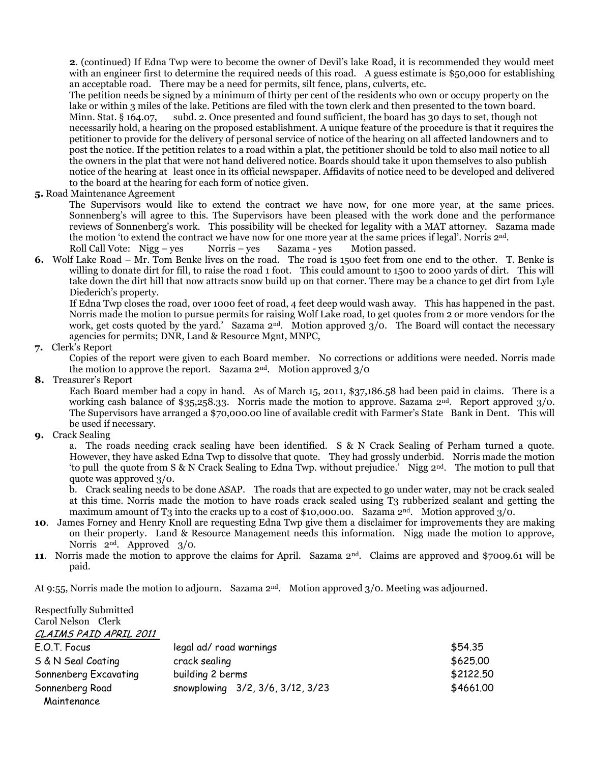**2**. (continued) If Edna Twp were to become the owner of Devil's lake Road, it is recommended they would meet with an engineer first to determine the required needs of this road. A guess estimate is $50,000 for establishing an acceptable road. There may be a need for permits, silt fence, plans, culverts, etc.

The petition needs be signed by a minimum of thirty per cent of the residents who own or occupy property on the lake or within 3 miles of the lake. Petitions are filed with the town clerk and then presented to the town board. Minn. Stat. § 164.07, subd. 2. Once presented and found sufficient, the board has 30 days to set, though not necessarily hold, a hearing on the proposed establishment. A unique feature of the procedure is that it requires the petitioner to provide for the delivery of personal service of notice of the hearing on all affected landowners and to post the notice. If the petition relates to a road within a plat, the petitioner should be told to also mail notice to all the owners in the plat that were not hand delivered notice. Boards should take it upon themselves to also publish notice of the hearing at least once in its official newspaper. Affidavits of notice need to be developed and delivered to the board at the hearing for each form of notice given.

**5.** Road Maintenance Agreement

The Supervisors would like to extend the contract we have now, for one more year, at the same prices. Sonnenberg's will agree to this. The Supervisors have been pleased with the work done and the performance reviews of Sonnenberg's work. This possibility will be checked for legality with a MAT attorney. Sazama made the motion 'to extend the contract we have now for one more year at the same prices if legal'. Norris 2nd.

Roll Call Vote: Nigg – yes Norris – yes Sazama - yes Motion passed.

**6.** Wolf Lake Road – Mr. Tom Benke lives on the road. The road is 1500 feet from one end to the other. T. Benke is willing to donate dirt for fill, to raise the road 1 foot. This could amount to 1500 to 2000 yards of dirt. This will take down the dirt hill that now attracts snow build up on that corner. There may be a chance to get dirt from Lyle Diederich's property.

If Edna Twp closes the road, over 1000 feet of road, 4 feet deep would wash away. This has happened in the past. Norris made the motion to pursue permits for raising Wolf Lake road, to get quotes from 2 or more vendors for the work, get costs quoted by the yard.' Sazama 2nd. Motion approved 3/0. The Board will contact the necessary agencies for permits; DNR, Land & Resource Mgnt, MNPC,

**7.** Clerk's Report

Copies of the report were given to each Board member. No corrections or additions were needed. Norris made the motion to approve the report. Sazama 2nd. Motion approved 3/0

**8.** Treasurer's Report

Each Board member had a copy in hand. As of March 15, 2011, $37,186.58 had been paid in claims. There is a working cash balance of $35,258.33. Norris made the motion to approve. Sazama 2nd. Report approved 3/0. The Supervisors have arranged a $70,000.00 line of available credit with Farmer's State Bank in Dent. This will be used if necessary.

**9.** Crack Sealing

a. The roads needing crack sealing have been identified. S & N Crack Sealing of Perham turned a quote. However, they have asked Edna Twp to dissolve that quote. They had grossly underbid. Norris made the motion 'to pull the quote from S & N Crack Sealing to Edna Twp. without prejudice.' Nigg 2nd. The motion to pull that quote was approved 3/0.

b. Crack sealing needs to be done ASAP. The roads that are expected to go under water, may not be crack sealed at this time. Norris made the motion to have roads crack sealed using T3 rubberized sealant and getting the maximum amount of T3 into the cracks up to a cost of $10,000.00. Sazama 2nd. Motion approved 3/0.

**10**. James Forney and Henry Knoll are requesting Edna Twp give them a disclaimer for improvements they are making on their property. Land & Resource Management needs this information. Nigg made the motion to approve, Norris 2nd. Approved 3/0.

**11**. Norris made the motion to approve the claims for April. Sazama 2nd. Claims are approved and $7009.61 will be paid.

At 9:55, Norris made the motion to adjourn. Sazama 2nd. Motion approved 3/0. Meeting was adjourned.

Respectfully Submitted
Carol Nelson Clerk

*CLAIMS PAID APRIL 2011*

| | | |
|---|---|---|
| E.O.T. Focus | legal ad/ road warnings | $54.35 |
| S & N Seal Coating | crack sealing | $625.00 |
| Sonnenberg Excavating | building 2 berms | $2122.50 |
| Sonnenberg Road Maintenance | snowplowing 3/2, 3/6, 3/12, 3/23 | $4661.00 |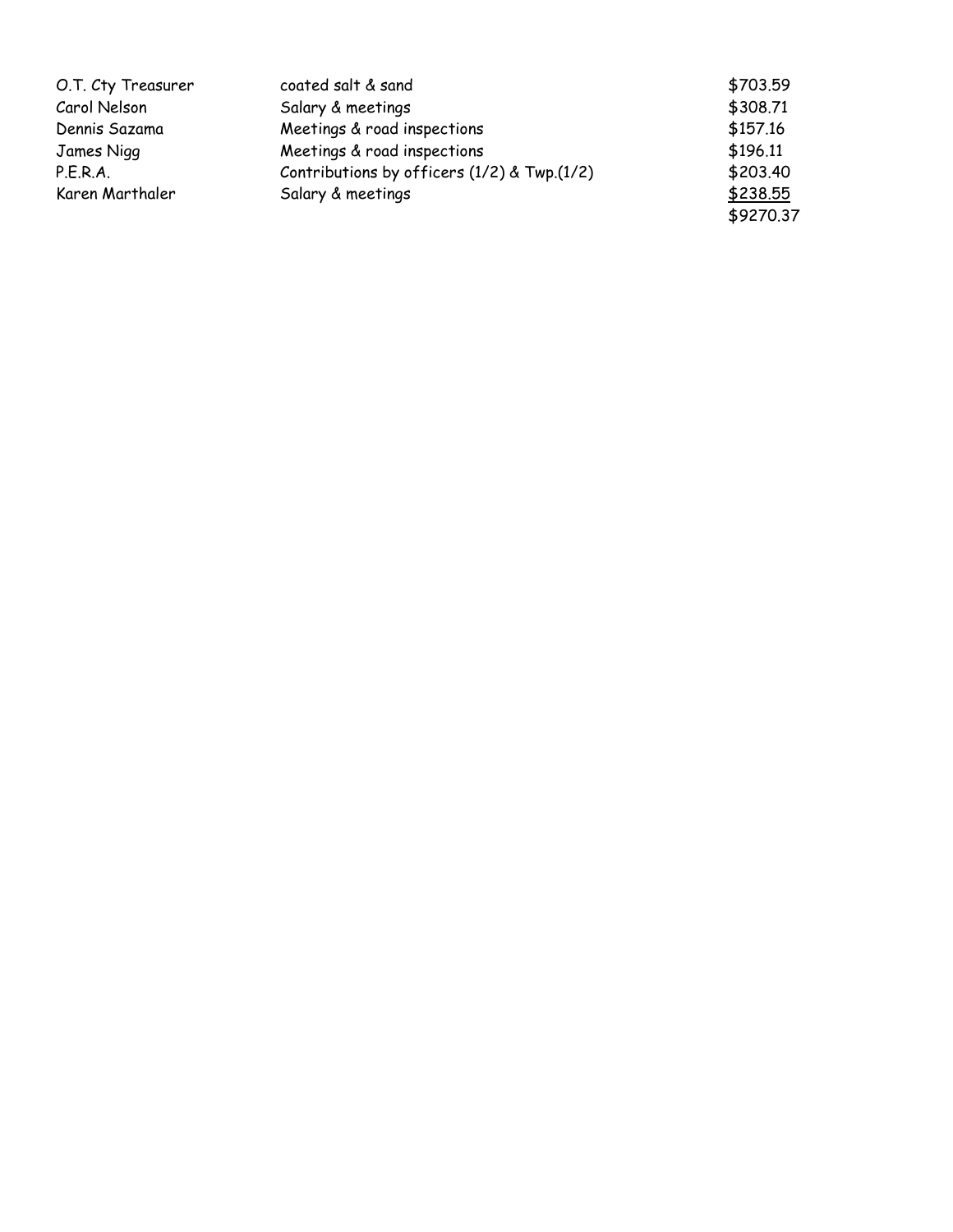| | | |
|---|---|---|
| O.T. Cty Treasurer | coated salt & sand | \$703.59 |
| Carol Nelson | Salary & meetings | \$308.71 |
| Dennis Sazama | Meetings & road inspections | \$157.16 |
| James Nigg | Meetings & road inspections | \$196.11 |
| P.E.R.A. | Contributions by officers (1/2) & Twp.(1/2) | \$203.40 |
| Karen Marthaler | Salary & meetings | \$238.55 |
| | | \$9270.37 |